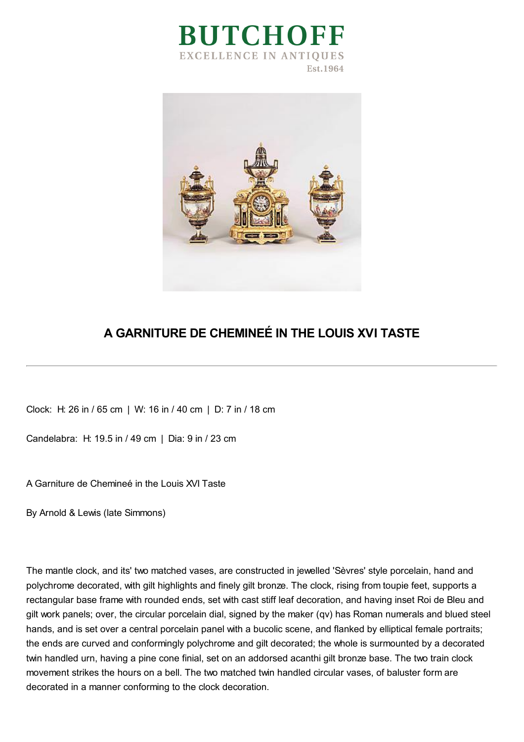# BUTCHOFF

EXCELLENCE IN ANTIQUES

Est.1964

## A GARNITURE DE CHEMINEÉ IN THE LOUIS XVI TASTE

---

Clock: H: 26 in / 65 cm | W: 16 in / 40 cm | D: 7 in / 18 cm

Candelabra: H: 19.5 in / 49 cm | Dia: 9 in / 23 cm

A Garniture de Chemineé in the Louis XVI Taste

By Arnold & Lewis (late Simmons)

The mantle clock, and its' two matched vases, are constructed in jewelled 'Sèvres' style porcelain, hand and polychrome decorated, with gilt highlights and finely gilt bronze. The clock, rising from toupie feet, supports a rectangular base frame with rounded ends, set with cast stiff leaf decoration, and having inset Roi de Bleu and gilt work panels; over, the circular porcelain dial, signed by the maker (qv) has Roman numerals and blued steel hands, and is set over a central porcelain panel with a bucolic scene, and flanked by elliptical female portraits; the ends are curved and conformingly polychrome and gilt decorated; the whole is surmounted by a decorated twin handled urn, having a pine cone finial, set on an addorsed acanthi gilt bronze base. The two train clock movement strikes the hours on a bell. The two matched twin handled circular vases, of baluster form are decorated in a manner conforming to the clock decoration.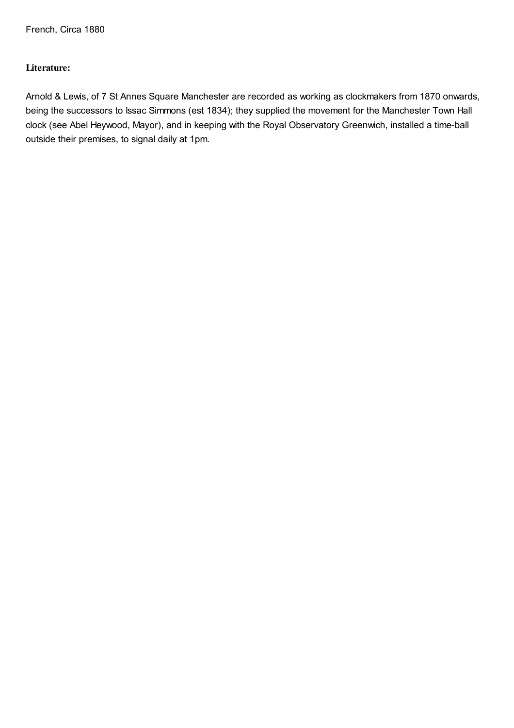French, Circa 1880

**Literature:**

Arnold & Lewis, of 7 St Annes Square Manchester are recorded as working as clockmakers from 1870 onwards, being the successors to Issac Simmons (est 1834); they supplied the movement for the Manchester Town Hall clock (see Abel Heywood, Mayor), and in keeping with the Royal Observatory Greenwich, installed a time-ball outside their premises, to signal daily at 1pm.